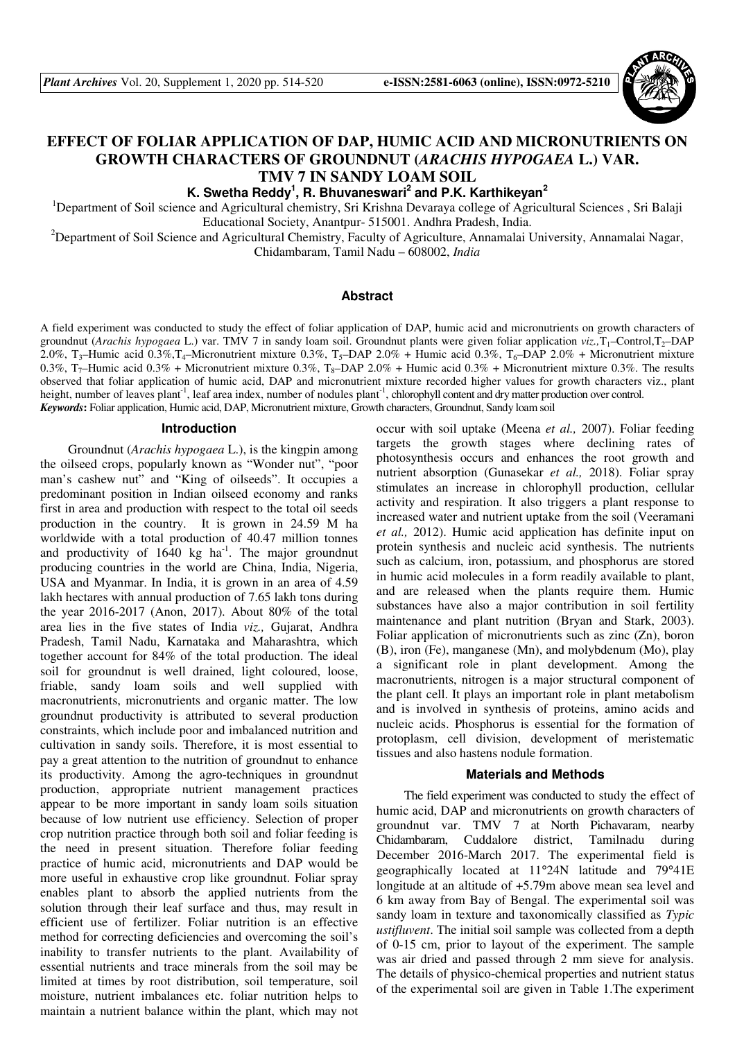# EFFECT OF FOLIAR APPLICATION OF DAP, HUMIC ACID AND MICRONUTRIENTS ON GROWTH CHARACTERS OF GROUNDNUT (*ARACHIS HYPOGAEA* L.) VAR. TMV 7 IN SANDY LOAM SOIL

**K. Swetha Reddy[1], R. Bhuvaneswari[2] and P.K. Karthikeyan[2]**

[1]Department of Soil science and Agricultural chemistry, Sri Krishna Devaraya college of Agricultural Sciences , Sri Balaji Educational Society, Anantpur- 515001. Andhra Pradesh, India.

[2]Department of Soil Science and Agricultural Chemistry, Faculty of Agriculture, Annamalai University, Annamalai Nagar, Chidambaram, Tamil Nadu – 608002, *India*

## Abstract

A field experiment was conducted to study the effect of foliar application of DAP, humic acid and micronutrients on growth characters of groundnut (*Arachis hypogaea* L.) var. TMV 7 in sandy loam soil. Groundnut plants were given foliar application *viz.,* $T_1$–Control, $T_2$–DAP 2.0%, $T_3$–Humic acid 0.3%, $T_4$–Micronutrient mixture 0.3%, $T_5$–DAP 2.0% + Humic acid 0.3%, $T_6$–DAP 2.0% + Micronutrient mixture 0.3%, $T_7$–Humic acid 0.3% + Micronutrient mixture 0.3%, $T_8$–DAP 2.0% + Humic acid 0.3% + Micronutrient mixture 0.3%. The results observed that foliar application of humic acid, DAP and micronutrient mixture recorded higher values for growth characters viz., plant height, number of leaves plant$^{-1}$, leaf area index, number of nodules plant$^{-1}$, chlorophyll content and dry matter production over control.

***Keywords*:** Foliar application, Humic acid, DAP, Micronutrient mixture, Growth characters, Groundnut, Sandy loam soil

## Introduction

Groundnut (*Arachis hypogaea* L.), is the kingpin among the oilseed crops, popularly known as "Wonder nut", "poor man's cashew nut" and "King of oilseeds". It occupies a predominant position in Indian oilseed economy and ranks first in area and production with respect to the total oil seeds production in the country. It is grown in 24.59 M ha worldwide with a total production of 40.47 million tonnes and productivity of 1640 kg ha$^{-1}$. The major groundnut producing countries in the world are China, India, Nigeria, USA and Myanmar. In India, it is grown in an area of 4.59 lakh hectares with annual production of 7.65 lakh tons during the year 2016-2017 (Anon, 2017). About 80% of the total area lies in the five states of India *viz.,* Gujarat, Andhra Pradesh, Tamil Nadu, Karnataka and Maharashtra, which together account for 84% of the total production. The ideal soil for groundnut is well drained, light coloured, loose, friable, sandy loam soils and well supplied with macronutrients, micronutrients and organic matter. The low groundnut productivity is attributed to several production constraints, which include poor and imbalanced nutrition and cultivation in sandy soils. Therefore, it is most essential to pay a great attention to the nutrition of groundnut to enhance its productivity. Among the agro-techniques in groundnut production, appropriate nutrient management practices appear to be more important in sandy loam soils situation because of low nutrient use efficiency. Selection of proper crop nutrition practice through both soil and foliar feeding is the need in present situation. Therefore foliar feeding practice of humic acid, micronutrients and DAP would be more useful in exhaustive crop like groundnut. Foliar spray enables plant to absorb the applied nutrients from the solution through their leaf surface and thus, may result in efficient use of fertilizer. Foliar nutrition is an effective method for correcting deficiencies and overcoming the soil's inability to transfer nutrients to the plant. Availability of essential nutrients and trace minerals from the soil may be limited at times by root distribution, soil temperature, soil moisture, nutrient imbalances etc. foliar nutrition helps to maintain a nutrient balance within the plant, which may not occur with soil uptake (Meena *et al.,* 2007). Foliar feeding targets the growth stages where declining rates of photosynthesis occurs and enhances the root growth and nutrient absorption (Gunasekar *et al.,* 2018). Foliar spray stimulates an increase in chlorophyll production, cellular activity and respiration. It also triggers a plant response to increased water and nutrient uptake from the soil (Veeramani *et al.,* 2012). Humic acid application has definite input on protein synthesis and nucleic acid synthesis. The nutrients such as calcium, iron, potassium, and phosphorus are stored in humic acid molecules in a form readily available to plant, and are released when the plants require them. Humic substances have also a major contribution in soil fertility maintenance and plant nutrition (Bryan and Stark, 2003). Foliar application of micronutrients such as zinc (Zn), boron (B), iron (Fe), manganese (Mn), and molybdenum (Mo), play a significant role in plant development. Among the macronutrients, nitrogen is a major structural component of the plant cell. It plays an important role in plant metabolism and is involved in synthesis of proteins, amino acids and nucleic acids. Phosphorus is essential for the formation of protoplasm, cell division, development of meristematic tissues and also hastens nodule formation.

## Materials and Methods

The field experiment was conducted to study the effect of humic acid, DAP and micronutrients on growth characters of groundnut var. TMV 7 at North Pichavaram, nearby Chidambaram, Cuddalore district, Tamilnadu during December 2016-March 2017. The experimental field is geographically located at 11°24N latitude and 79°41E longitude at an altitude of +5.79m above mean sea level and 6 km away from Bay of Bengal. The experimental soil was sandy loam in texture and taxonomically classified as *Typic ustifluvent*. The initial soil sample was collected from a depth of 0-15 cm, prior to layout of the experiment. The sample was air dried and passed through 2 mm sieve for analysis. The details of physico-chemical properties and nutrient status of the experimental soil are given in Table 1.The experiment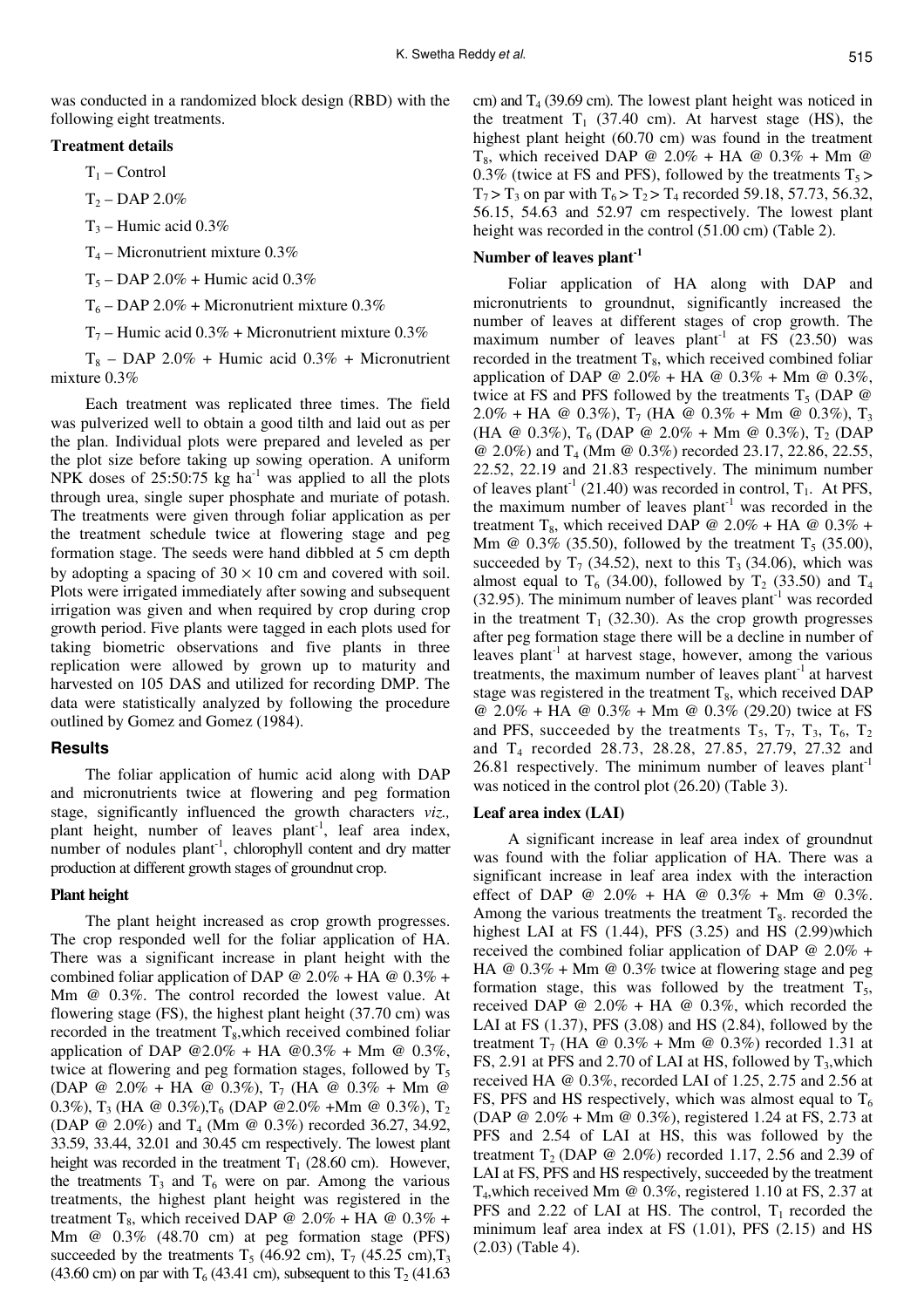was conducted in a randomized block design (RBD) with the following eight treatments.

**Treatment details**

$T_1$ – Control

$T_2$ – DAP 2.0%

$T_3$ – Humic acid 0.3%

$T_4$ – Micronutrient mixture 0.3%

$T_5$ – DAP 2.0% + Humic acid 0.3%

$T_6$ – DAP 2.0% + Micronutrient mixture 0.3%

$T_7$ – Humic acid 0.3% + Micronutrient mixture 0.3%

$T_8$ – DAP 2.0% + Humic acid 0.3% + Micronutrient mixture 0.3%

Each treatment was replicated three times. The field was pulverized well to obtain a good tilth and laid out as per the plan. Individual plots were prepared and leveled as per the plot size before taking up sowing operation. A uniform NPK doses of 25:50:75 kg ha$^{-1}$ was applied to all the plots through urea, single super phosphate and muriate of potash. The treatments were given through foliar application as per the treatment schedule twice at flowering stage and peg formation stage. The seeds were hand dibbled at 5 cm depth by adopting a spacing of $30 \times 10$ cm and covered with soil. Plots were irrigated immediately after sowing and subsequent irrigation was given and when required by crop during crop growth period. Five plants were tagged in each plots used for taking biometric observations and five plants in three replication were allowed by grown up to maturity and harvested on 105 DAS and utilized for recording DMP. The data were statistically analyzed by following the procedure outlined by Gomez and Gomez (1984).

## Results

The foliar application of humic acid along with DAP and micronutrients twice at flowering and peg formation stage, significantly influenced the growth characters *viz.,* plant height, number of leaves plant$^{-1}$, leaf area index, number of nodules plant$^{-1}$, chlorophyll content and dry matter production at different growth stages of groundnut crop.

### Plant height

The plant height increased as crop growth progresses. The crop responded well for the foliar application of HA. There was a significant increase in plant height with the combined foliar application of DAP @ 2.0% + HA @ 0.3% + Mm @ 0.3%. The control recorded the lowest value. At flowering stage (FS), the highest plant height (37.70 cm) was recorded in the treatment $T_8$,which received combined foliar application of DAP @2.0% + HA @0.3% + Mm @ 0.3%, twice at flowering and peg formation stages, followed by $T_5$ (DAP @ 2.0% + HA @ 0.3%), $T_7$ (HA @ 0.3% + Mm @ 0.3%), $T_3$ (HA @ 0.3%),$T_6$ (DAP @2.0% +Mm @ 0.3%), $T_2$ (DAP @ 2.0%) and $T_4$ (Mm @ 0.3%) recorded 36.27, 34.92, 33.59, 33.44, 32.01 and 30.45 cm respectively. The lowest plant height was recorded in the treatment $T_1$ (28.60 cm). However, the treatments $T_3$ and $T_6$ were on par. Among the various treatments, the highest plant height was registered in the treatment $T_8$, which received DAP @ 2.0% + HA @ 0.3% + Mm @ 0.3% (48.70 cm) at peg formation stage (PFS) succeeded by the treatments $T_5$ (46.92 cm), $T_7$ (45.25 cm),$T_3$ (43.60 cm) on par with $T_6$ (43.41 cm), subsequent to this $T_2$ (41.63 cm) and $T_4$ (39.69 cm). The lowest plant height was noticed in the treatment $T_1$ (37.40 cm). At harvest stage (HS), the highest plant height (60.70 cm) was found in the treatment $T_8$, which received DAP @ 2.0% + HA @ 0.3% + Mm @ 0.3% (twice at FS and PFS), followed by the treatments $T_5 > T_7 > T_3$ on par with $T_6 > T_2 > T_4$ recorded 59.18, 57.73, 56.32, 56.15, 54.63 and 52.97 cm respectively. The lowest plant height was recorded in the control (51.00 cm) (Table 2).

### Number of leaves plant$^{-1}$

Foliar application of HA along with DAP and micronutrients to groundnut, significantly increased the number of leaves at different stages of crop growth. The maximum number of leaves plant$^{-1}$ at FS (23.50) was recorded in the treatment $T_8$, which received combined foliar application of DAP @ 2.0% + HA @ 0.3% + Mm @ 0.3%, twice at FS and PFS followed by the treatments $T_5$ (DAP @ 2.0% + HA @ 0.3%), $T_7$ (HA @ 0.3% + Mm @ 0.3%), $T_3$ (HA @ 0.3%), $T_6$ (DAP @ 2.0% + Mm @ 0.3%), $T_2$ (DAP @ 2.0%) and $T_4$ (Mm @ 0.3%) recorded 23.17, 22.86, 22.55, 22.52, 22.19 and 21.83 respectively. The minimum number of leaves plant$^{-1}$ (21.40) was recorded in control, $T_1$. At PFS, the maximum number of leaves plant$^{-1}$ was recorded in the treatment $T_8$, which received DAP @ 2.0% + HA @ 0.3% + Mm @ 0.3% (35.50), followed by the treatment $T_5$ (35.00), succeeded by $T_7$ (34.52), next to this $T_3$ (34.06), which was almost equal to $T_6$ (34.00), followed by $T_2$ (33.50) and $T_4$ (32.95). The minimum number of leaves plant$^{-1}$ was recorded in the treatment $T_1$ (32.30). As the crop growth progresses after peg formation stage there will be a decline in number of leaves plant$^{-1}$ at harvest stage, however, among the various treatments, the maximum number of leaves plant$^{-1}$ at harvest stage was registered in the treatment $T_8$, which received DAP @ 2.0% + HA @ 0.3% + Mm @ 0.3% (29.20) twice at FS and PFS, succeeded by the treatments $T_5$, $T_7$, $T_3$, $T_6$, $T_2$ and $T_4$ recorded 28.73, 28.28, 27.85, 27.79, 27.32 and 26.81 respectively. The minimum number of leaves plant$^{-1}$ was noticed in the control plot (26.20) (Table 3).

### Leaf area index (LAI)

A significant increase in leaf area index of groundnut was found with the foliar application of HA. There was a significant increase in leaf area index with the interaction effect of DAP @ 2.0% + HA @ 0.3% + Mm @ 0.3%. Among the various treatments the treatment $T_8$. recorded the highest LAI at FS (1.44), PFS (3.25) and HS (2.99)which received the combined foliar application of DAP @ 2.0% + HA @ 0.3% + Mm @ 0.3% twice at flowering stage and peg formation stage, this was followed by the treatment $T_5$, received DAP @ 2.0% + HA @ 0.3%, which recorded the LAI at FS (1.37), PFS (3.08) and HS (2.84), followed by the treatment $T_7$ (HA @ 0.3% + Mm @ 0.3%) recorded 1.31 at FS, 2.91 at PFS and 2.70 of LAI at HS, followed by $T_3$,which received HA @ 0.3%, recorded LAI of 1.25, 2.75 and 2.56 at FS, PFS and HS respectively, which was almost equal to $T_6$ (DAP @ 2.0% + Mm @ 0.3%), registered 1.24 at FS, 2.73 at PFS and 2.54 of LAI at HS, this was followed by the treatment $T_2$ (DAP @ 2.0%) recorded 1.17, 2.56 and 2.39 of LAI at FS, PFS and HS respectively, succeeded by the treatment $T_4$,which received Mm @ 0.3%, registered 1.10 at FS, 2.37 at PFS and 2.22 of LAI at HS. The control, $T_1$ recorded the minimum leaf area index at FS (1.01), PFS (2.15) and HS (2.03) (Table 4).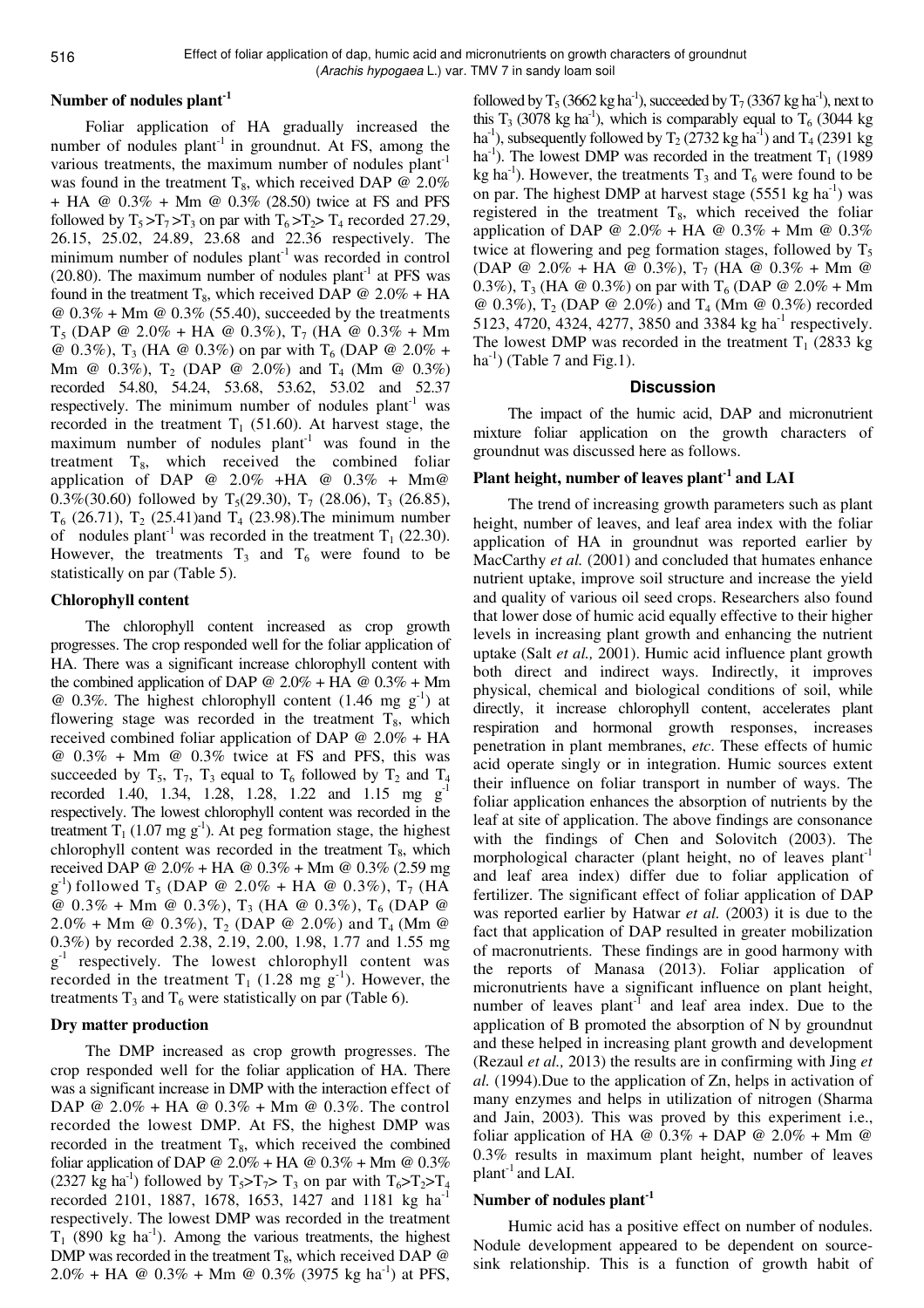### Number of nodules plant$^{-1}$

Foliar application of HA gradually increased the number of nodules plant$^{-1}$ in groundnut. At FS, among the various treatments, the maximum number of nodules plant$^{-1}$ was found in the treatment $T_8$, which received DAP @ 2.0% + HA @ 0.3% + Mm @ 0.3% (28.50) twice at FS and PFS followed by $T_5 > T_7 > T_3$ on par with $T_6 > T_2 > T_4$ recorded 27.29, 26.15, 25.02, 24.89, 23.68 and 22.36 respectively. The minimum number of nodules plant$^{-1}$ was recorded in control (20.80). The maximum number of nodules plant$^{-1}$ at PFS was found in the treatment $T_8$, which received DAP @ 2.0% + HA @ 0.3% + Mm @ 0.3% (55.40), succeeded by the treatments $T_5$ (DAP @ 2.0% + HA @ 0.3%), $T_7$ (HA @ 0.3% + Mm @ 0.3%), $T_3$ (HA @ 0.3%) on par with $T_6$ (DAP @ 2.0% + Mm @ 0.3%), $T_2$ (DAP @ 2.0%) and $T_4$ (Mm @ 0.3%) recorded 54.80, 54.24, 53.68, 53.62, 53.02 and 52.37 respectively. The minimum number of nodules plant$^{-1}$ was recorded in the treatment $T_1$ (51.60). At harvest stage, the maximum number of nodules plant$^{-1}$ was found in the treatment $T_8$, which received the combined foliar application of DAP @ 2.0% +HA @ 0.3% + Mm@ 0.3%(30.60) followed by $T_5$(29.30), $T_7$ (28.06), $T_3$ (26.85), $T_6$ (26.71), $T_2$ (25.41)and $T_4$ (23.98).The minimum number of nodules plant$^{-1}$ was recorded in the treatment $T_1$ (22.30). However, the treatments $T_3$ and $T_6$ were found to be statistically on par (Table 5).

### Chlorophyll content

The chlorophyll content increased as crop growth progresses. The crop responded well for the foliar application of HA. There was a significant increase chlorophyll content with the combined application of DAP @ 2.0% + HA @ 0.3% + Mm @ 0.3%. The highest chlorophyll content (1.46 mg g$^{-1}$) at flowering stage was recorded in the treatment $T_8$, which received combined foliar application of DAP @ 2.0% + HA @ 0.3% + Mm @ 0.3% twice at FS and PFS, this was succeeded by $T_5$, $T_7$, $T_3$ equal to $T_6$ followed by $T_2$ and $T_4$ recorded 1.40, 1.34, 1.28, 1.28, 1.22 and 1.15 mg g$^{-1}$ respectively. The lowest chlorophyll content was recorded in the treatment $T_1$ (1.07 mg g$^{-1}$). At peg formation stage, the highest chlorophyll content was recorded in the treatment $T_8$, which received DAP @ 2.0% + HA @ 0.3% + Mm @ 0.3% (2.59 mg g$^{-1}$) followed $T_5$ (DAP @ 2.0% + HA @ 0.3%), $T_7$ (HA @ 0.3% + Mm @ 0.3%), $T_3$ (HA @ 0.3%), $T_6$ (DAP @ 2.0% + Mm @ 0.3%), $T_2$ (DAP @ 2.0%) and $T_4$ (Mm @ 0.3%) by recorded 2.38, 2.19, 2.00, 1.98, 1.77 and 1.55 mg g$^{-1}$ respectively. The lowest chlorophyll content was recorded in the treatment $T_1$ (1.28 mg g$^{-1}$). However, the treatments $T_3$ and $T_6$ were statistically on par (Table 6).

### Dry matter production

The DMP increased as crop growth progresses. The crop responded well for the foliar application of HA. There was a significant increase in DMP with the interaction effect of DAP @ 2.0% + HA @ 0.3% + Mm @ 0.3%. The control recorded the lowest DMP. At FS, the highest DMP was recorded in the treatment $T_8$, which received the combined foliar application of DAP @ 2.0% + HA @ 0.3% + Mm @ 0.3% (2327 kg ha$^{-1}$) followed by $T_5 > T_7 > T_3$ on par with $T_6 > T_2 > T_4$ recorded 2101, 1887, 1678, 1653, 1427 and 1181 kg ha$^{-1}$ respectively. The lowest DMP was recorded in the treatment $T_1$ (890 kg ha$^{-1}$). Among the various treatments, the highest DMP was recorded in the treatment $T_8$, which received DAP @ 2.0% + HA @ 0.3% + Mm @ 0.3% (3975 kg ha$^{-1}$) at PFS, followed by $T_5$ (3662 kg ha$^{-1}$), succeeded by $T_7$ (3367 kg ha$^{-1}$), next to this $T_3$ (3078 kg ha$^{-1}$), which is comparably equal to $T_6$ (3044 kg ha$^{-1}$), subsequently followed by $T_2$ (2732 kg ha$^{-1}$) and $T_4$ (2391 kg ha$^{-1}$). The lowest DMP was recorded in the treatment $T_1$ (1989 kg ha$^{-1}$). However, the treatments $T_3$ and $T_6$ were found to be on par. The highest DMP at harvest stage (5551 kg ha$^{-1}$) was registered in the treatment $T_8$, which received the foliar application of DAP @ 2.0% + HA @ 0.3% + Mm @ 0.3% twice at flowering and peg formation stages, followed by $T_5$ (DAP @ 2.0% + HA @ 0.3%), $T_7$ (HA @ 0.3% + Mm @ 0.3%), $T_3$ (HA @ 0.3%) on par with $T_6$ (DAP @ 2.0% + Mm @ 0.3%), $T_2$ (DAP @ 2.0%) and $T_4$ (Mm @ 0.3%) recorded 5123, 4720, 4324, 4277, 3850 and 3384 kg ha$^{-1}$ respectively. The lowest DMP was recorded in the treatment $T_1$ (2833 kg ha$^{-1}$) (Table 7 and Fig.1).

## Discussion

The impact of the humic acid, DAP and micronutrient mixture foliar application on the growth characters of groundnut was discussed here as follows.

### Plant height, number of leaves plant$^{-1}$ and LAI

The trend of increasing growth parameters such as plant height, number of leaves, and leaf area index with the foliar application of HA in groundnut was reported earlier by MacCarthy *et al.* (2001) and concluded that humates enhance nutrient uptake, improve soil structure and increase the yield and quality of various oil seed crops. Researchers also found that lower dose of humic acid equally effective to their higher levels in increasing plant growth and enhancing the nutrient uptake (Salt *et al.,* 2001). Humic acid influence plant growth both direct and indirect ways. Indirectly, it improves physical, chemical and biological conditions of soil, while directly, it increase chlorophyll content, accelerates plant respiration and hormonal growth responses, increases penetration in plant membranes, *etc*. These effects of humic acid operate singly or in integration. Humic sources extent their influence on foliar transport in number of ways. The foliar application enhances the absorption of nutrients by the leaf at site of application. The above findings are consonance with the findings of Chen and Solovitch (2003). The morphological character (plant height, no of leaves plant$^{-1}$ and leaf area index) differ due to foliar application of fertilizer. The significant effect of foliar application of DAP was reported earlier by Hatwar *et al.* (2003) it is due to the fact that application of DAP resulted in greater mobilization of macronutrients. These findings are in good harmony with the reports of Manasa (2013). Foliar application of micronutrients have a significant influence on plant height, number of leaves plant$^{-1}$ and leaf area index. Due to the application of B promoted the absorption of N by groundnut and these helped in increasing plant growth and development (Rezaul *et al.,* 2013) the results are in confirming with Jing *et al.* (1994).Due to the application of Zn, helps in activation of many enzymes and helps in utilization of nitrogen (Sharma and Jain, 2003). This was proved by this experiment i.e., foliar application of HA @ 0.3% + DAP @ 2.0% + Mm @ 0.3% results in maximum plant height, number of leaves plant$^{-1}$ and LAI.

### Number of nodules plant$^{-1}$

Humic acid has a positive effect on number of nodules. Nodule development appeared to be dependent on source-sink relationship. This is a function of growth habit of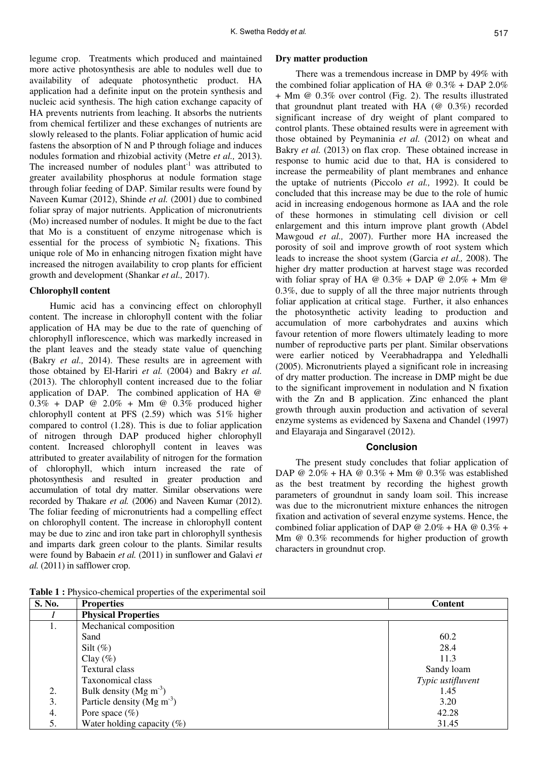legume crop. Treatments which produced and maintained more active photosynthesis are able to nodules well due to availability of adequate photosynthetic product. HA application had a definite input on the protein synthesis and nucleic acid synthesis. The high cation exchange capacity of HA prevents nutrients from leaching. It absorbs the nutrients from chemical fertilizer and these exchanges of nutrients are slowly released to the plants. Foliar application of humic acid fastens the absorption of N and P through foliage and induces nodules formation and rhizobial activity (Metre *et al.,* 2013). The increased number of nodules plant$^{-1}$ was attributed to greater availability phosphorus at nodule formation stage through foliar feeding of DAP. Similar results were found by Naveen Kumar (2012), Shinde *et al.* (2001) due to combined foliar spray of major nutrients. Application of micronutrients (Mo) increased number of nodules. It might be due to the fact that Mo is a constituent of enzyme nitrogenase which is essential for the process of symbiotic $N_2$ fixations. This unique role of Mo in enhancing nitrogen fixation might have increased the nitrogen availability to crop plants for efficient growth and development (Shankar *et al.,* 2017).

### Chlorophyll content

Humic acid has a convincing effect on chlorophyll content. The increase in chlorophyll content with the foliar application of HA may be due to the rate of quenching of chlorophyll inflorescence, which was markedly increased in the plant leaves and the steady state value of quenching (Bakry *et al.,* 2014). These results are in agreement with those obtained by El-Hariri *et al.* (2004) and Bakry *et al.* (2013). The chlorophyll content increased due to the foliar application of DAP. The combined application of HA @ 0.3% + DAP @ 2.0% + Mm @ 0.3% produced higher chlorophyll content at PFS (2.59) which was 51% higher compared to control (1.28). This is due to foliar application of nitrogen through DAP produced higher chlorophyll content. Increased chlorophyll content in leaves was attributed to greater availability of nitrogen for the formation of chlorophyll, which inturn increased the rate of photosynthesis and resulted in greater production and accumulation of total dry matter. Similar observations were recorded by Thakare *et al.* (2006) and Naveen Kumar (2012). The foliar feeding of micronutrients had a compelling effect on chlorophyll content. The increase in chlorophyll content may be due to zinc and iron take part in chlorophyll synthesis and imparts dark green colour to the plants. Similar results were found by Babaein *et al.* (2011) in sunflower and Galavi *et al.* (2011) in safflower crop.

### Dry matter production

There was a tremendous increase in DMP by 49% with the combined foliar application of HA @ 0.3% + DAP 2.0% + Mm @ 0.3% over control (Fig. 2). The results illustrated that groundnut plant treated with HA (@ 0.3%) recorded significant increase of dry weight of plant compared to control plants. These obtained results were in agreement with those obtained by Peymaninia *et al.* (2012) on wheat and Bakry *et al.* (2013) on flax crop. These obtained increase in response to humic acid due to that, HA is considered to increase the permeability of plant membranes and enhance the uptake of nutrients (Piccolo *et al.,* 1992). It could be concluded that this increase may be due to the role of humic acid in increasing endogenous hormone as IAA and the role of these hormones in stimulating cell division or cell enlargement and this inturn improve plant growth (Abdel Mawgoud *et al.,* 2007). Further more HA increased the porosity of soil and improve growth of root system which leads to increase the shoot system (Garcia *et al.,* 2008). The higher dry matter production at harvest stage was recorded with foliar spray of HA @ 0.3% + DAP @ 2.0% + Mm @ 0.3%, due to supply of all the three major nutrients through foliar application at critical stage. Further, it also enhances the photosynthetic activity leading to production and accumulation of more carbohydrates and auxins which favour retention of more flowers ultimately leading to more number of reproductive parts per plant. Similar observations were earlier noticed by Veerabhadrappa and Yeledhalli (2005). Micronutrients played a significant role in increasing of dry matter production. The increase in DMP might be due to the significant improvement in nodulation and N fixation with the Zn and B application. Zinc enhanced the plant growth through auxin production and activation of several enzyme systems as evidenced by Saxena and Chandel (1997) and Elayaraja and Singaravel (2012).

## Conclusion

The present study concludes that foliar application of DAP @ 2.0% + HA @ 0.3% + Mm @ 0.3% was established as the best treatment by recording the highest growth parameters of groundnut in sandy loam soil. This increase was due to the micronutrient mixture enhances the nitrogen fixation and activation of several enzyme systems. Hence, the combined foliar application of DAP @ 2.0% + HA @ 0.3% + Mm @ 0.3% recommends for higher production of growth characters in groundnut crop.

**Table 1 :** Physico-chemical properties of the experimental soil

| S. No. | Properties | Content |
|---|---|---|
| *I* | **Physical Properties** | |
| 1. | Mechanical composition | |
| | Sand | 60.2 |
| | Silt (%) | 28.4 |
| | Clay (%) | 11.3 |
| | Textural class | Sandy loam |
| | Taxonomical class | *Typic ustifluvent* |
| 2. | Bulk density (Mg m$^{-3}$) | 1.45 |
| 3. | Particle density (Mg m$^{-3}$) | 3.20 |
| 4. | Pore space (%) | 42.28 |
| 5. | Water holding capacity (%) | 31.45 |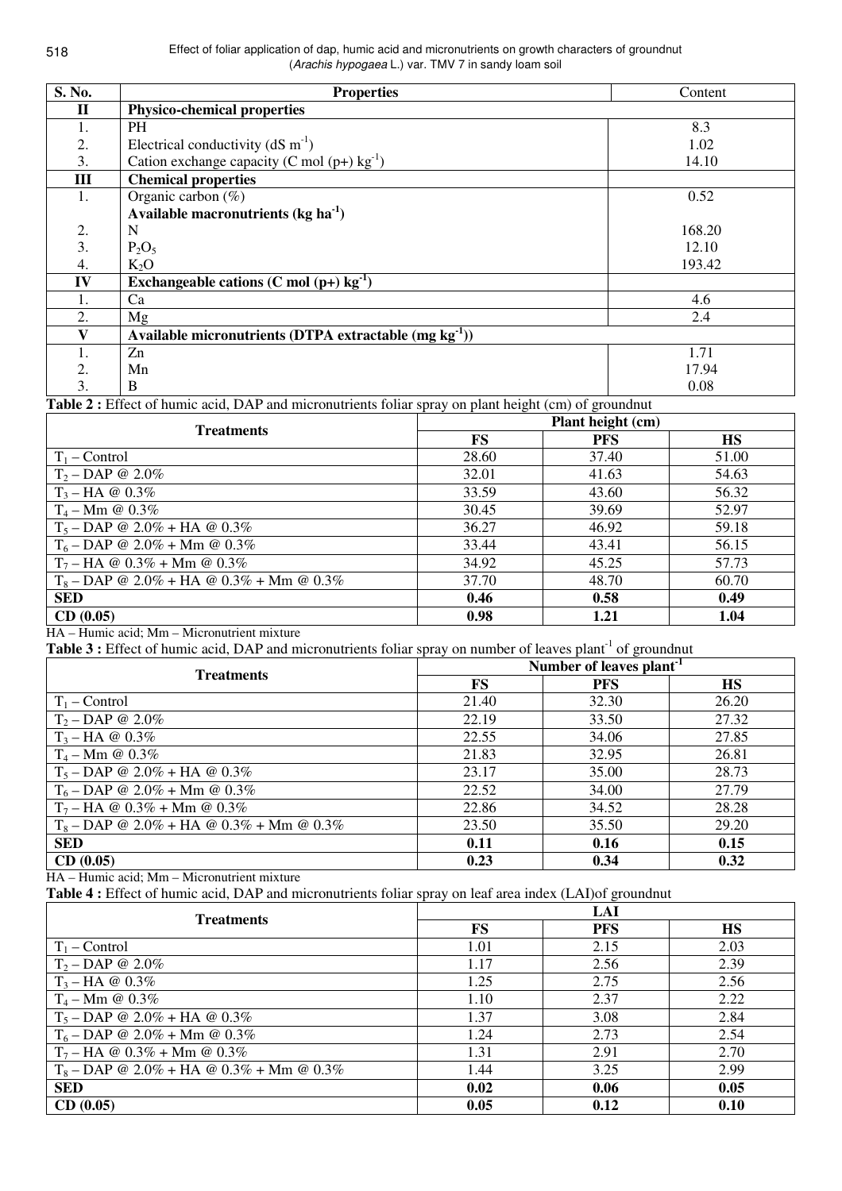| S. No. | Properties | Content |
|---|---|---|
| **II** | **Physico-chemical properties** | |
| 1. | PH | 8.3 |
| 2. | Electrical conductivity (dS $m^{-1}$) | 1.02 |
| 3. | Cation exchange capacity (C mol (p+) $kg^{-1}$) | 14.10 |
| **III** | **Chemical properties** | |
| 1. | Organic carbon (%) | 0.52 |
| | **Available macronutrients (kg $ha^{-1}$)** | |
| 2. | N | 168.20 |
| 3. | $P_2O_5$ | 12.10 |
| 4. | $K_2O$ | 193.42 |
| **IV** | **Exchangeable cations (C mol (p+) $kg^{-1}$)** | |
| 1. | Ca | 4.6 |
| 2. | Mg | 2.4 |
| **V** | **Available micronutrients (DTPA extractable (mg $kg^{-1}$))** | |
| 1. | Zn | 1.71 |
| 2. | Mn | 17.94 |
| 3. | B | 0.08 |

**Table 2 :** Effect of humic acid, DAP and micronutrients foliar spray on plant height (cm) of groundnut

| Treatments | Plant height (cm) | | |
|---|---|---|---|
| | **FS** | **PFS** | **HS** |
| $T_1$ – Control | 28.60 | 37.40 | 51.00 |
| $T_2$ – DAP @ 2.0% | 32.01 | 41.63 | 54.63 |
| $T_3$ – HA @ 0.3% | 33.59 | 43.60 | 56.32 |
| $T_4$ – Mm @ 0.3% | 30.45 | 39.69 | 52.97 |
| $T_5$ – DAP @ 2.0% + HA @ 0.3% | 36.27 | 46.92 | 59.18 |
| $T_6$ – DAP @ 2.0% + Mm @ 0.3% | 33.44 | 43.41 | 56.15 |
| $T_7$ – HA @ 0.3% + Mm @ 0.3% | 34.92 | 45.25 | 57.73 |
| $T_8$ – DAP @ 2.0% + HA @ 0.3% + Mm @ 0.3% | 37.70 | 48.70 | 60.70 |
| **SED** | **0.46** | **0.58** | **0.49** |
| **CD (0.05)** | **0.98** | **1.21** | **1.04** |

HA – Humic acid; Mm – Micronutrient mixture

**Table 3 :** Effect of humic acid, DAP and micronutrients foliar spray on number of leaves $plant^{-1}$ of groundnut

| Treatments | Number of leaves $plant^{-1}$ | | |
|---|---|---|---|
| | **FS** | **PFS** | **HS** |
| $T_1$ – Control | 21.40 | 32.30 | 26.20 |
| $T_2$ – DAP @ 2.0% | 22.19 | 33.50 | 27.32 |
| $T_3$ – HA @ 0.3% | 22.55 | 34.06 | 27.85 |
| $T_4$ – Mm @ 0.3% | 21.83 | 32.95 | 26.81 |
| $T_5$ – DAP @ 2.0% + HA @ 0.3% | 23.17 | 35.00 | 28.73 |
| $T_6$ – DAP @ 2.0% + Mm @ 0.3% | 22.52 | 34.00 | 27.79 |
| $T_7$ – HA @ 0.3% + Mm @ 0.3% | 22.86 | 34.52 | 28.28 |
| $T_8$ – DAP @ 2.0% + HA @ 0.3% + Mm @ 0.3% | 23.50 | 35.50 | 29.20 |
| **SED** | **0.11** | **0.16** | **0.15** |
| **CD (0.05)** | **0.23** | **0.34** | **0.32** |

HA – Humic acid; Mm – Micronutrient mixture

**Table 4 :** Effect of humic acid, DAP and micronutrients foliar spray on leaf area index (LAI)of groundnut

| Treatments | LAI | | |
|---|---|---|---|
| | **FS** | **PFS** | **HS** |
| $T_1$ – Control | 1.01 | 2.15 | 2.03 |
| $T_2$ – DAP @ 2.0% | 1.17 | 2.56 | 2.39 |
| $T_3$ – HA @ 0.3% | 1.25 | 2.75 | 2.56 |
| $T_4$ – Mm @ 0.3% | 1.10 | 2.37 | 2.22 |
| $T_5$ – DAP @ 2.0% + HA @ 0.3% | 1.37 | 3.08 | 2.84 |
| $T_6$ – DAP @ 2.0% + Mm @ 0.3% | 1.24 | 2.73 | 2.54 |
| $T_7$ – HA @ 0.3% + Mm @ 0.3% | 1.31 | 2.91 | 2.70 |
| $T_8$ – DAP @ 2.0% + HA @ 0.3% + Mm @ 0.3% | 1.44 | 3.25 | 2.99 |
| **SED** | **0.02** | **0.06** | **0.05** |
| **CD (0.05)** | **0.05** | **0.12** | **0.10** |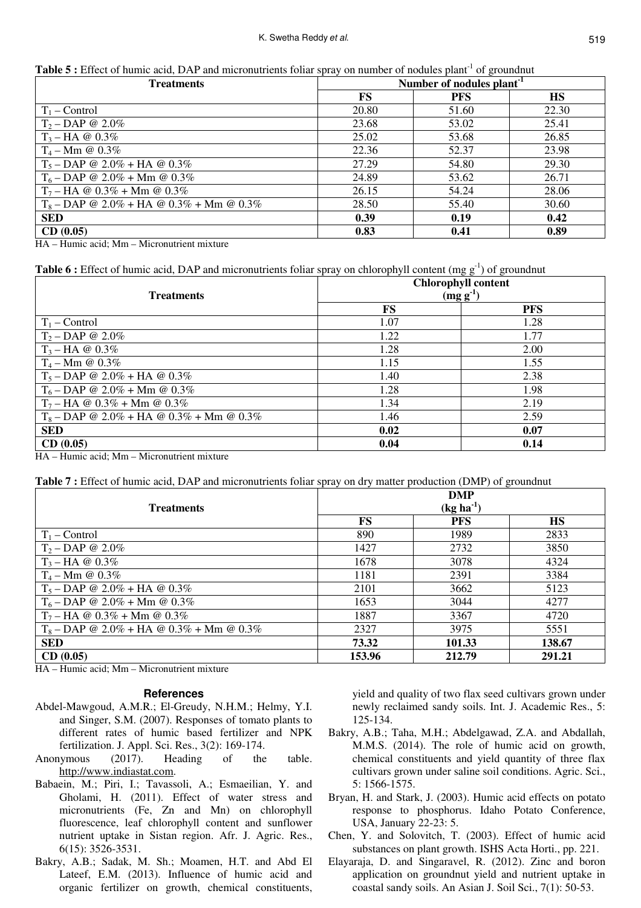**Table 5 :** Effect of humic acid, DAP and micronutrients foliar spray on number of nodules plant$^{-1}$ of groundnut

| Treatments | Number of nodules plant$^{-1}$ | | |
|---|---|---|---|
| | **FS** | **PFS** | **HS** |
| $T_1$ – Control | 20.80 | 51.60 | 22.30 |
| $T_2$ – DAP @ 2.0% | 23.68 | 53.02 | 25.41 |
| $T_3$ – HA @ 0.3% | 25.02 | 53.68 | 26.85 |
| $T_4$ – Mm @ 0.3% | 22.36 | 52.37 | 23.98 |
| $T_5$ – DAP @ 2.0% + HA @ 0.3% | 27.29 | 54.80 | 29.30 |
| $T_6$ – DAP @ 2.0% + Mm @ 0.3% | 24.89 | 53.62 | 26.71 |
| $T_7$ – HA @ 0.3% + Mm @ 0.3% | 26.15 | 54.24 | 28.06 |
| $T_8$ – DAP @ 2.0% + HA @ 0.3% + Mm @ 0.3% | 28.50 | 55.40 | 30.60 |
| **SED** | **0.39** | **0.19** | **0.42** |
| **CD (0.05)** | **0.83** | **0.41** | **0.89** |

HA – Humic acid; Mm – Micronutrient mixture

**Table 6 :** Effect of humic acid, DAP and micronutrients foliar spray on chlorophyll content (mg g$^{-1}$) of groundnut

| Treatments | Chlorophyll content (mg g$^{-1}$) | |
|---|---|---|
| | **FS** | **PFS** |
| $T_1$ – Control | 1.07 | 1.28 |
| $T_2$ – DAP @ 2.0% | 1.22 | 1.77 |
| $T_3$ – HA @ 0.3% | 1.28 | 2.00 |
| $T_4$ – Mm @ 0.3% | 1.15 | 1.55 |
| $T_5$ – DAP @ 2.0% + HA @ 0.3% | 1.40 | 2.38 |
| $T_6$ – DAP @ 2.0% + Mm @ 0.3% | 1.28 | 1.98 |
| $T_7$ – HA @ 0.3% + Mm @ 0.3% | 1.34 | 2.19 |
| $T_8$ – DAP @ 2.0% + HA @ 0.3% + Mm @ 0.3% | 1.46 | 2.59 |
| **SED** | **0.02** | **0.07** |
| **CD (0.05)** | **0.04** | **0.14** |

HA – Humic acid; Mm – Micronutrient mixture

**Table 7 :** Effect of humic acid, DAP and micronutrients foliar spray on dry matter production (DMP) of groundnut

| Treatments | DMP (kg ha$^{-1}$) | | |
|---|---|---|---|
| | **FS** | **PFS** | **HS** |
| $T_1$ – Control | 890 | 1989 | 2833 |
| $T_2$ – DAP @ 2.0% | 1427 | 2732 | 3850 |
| $T_3$ – HA @ 0.3% | 1678 | 3078 | 4324 |
| $T_4$ – Mm @ 0.3% | 1181 | 2391 | 3384 |
| $T_5$ – DAP @ 2.0% + HA @ 0.3% | 2101 | 3662 | 5123 |
| $T_6$ – DAP @ 2.0% + Mm @ 0.3% | 1653 | 3044 | 4277 |
| $T_7$ – HA @ 0.3% + Mm @ 0.3% | 1887 | 3367 | 4720 |
| $T_8$ – DAP @ 2.0% + HA @ 0.3% + Mm @ 0.3% | 2327 | 3975 | 5551 |
| **SED** | **73.32** | **101.33** | **138.67** |
| **CD (0.05)** | **153.96** | **212.79** | **291.21** |

HA – Humic acid; Mm – Micronutrient mixture

## References

Abdel-Mawgoud, A.M.R.; El-Greudy, N.H.M.; Helmy, Y.I. and Singer, S.M. (2007). Responses of tomato plants to different rates of humic based fertilizer and NPK fertilization. J. Appl. Sci. Res., 3(2): 169-174.

Anonymous (2017). Heading of the table. http://www.indiastat.com.

Babaein, M.; Piri, I.; Tavassoli, A.; Esmaeilian, Y. and Gholami, H. (2011). Effect of water stress and micronutrients (Fe, Zn and Mn) on chlorophyll fluorescence, leaf chlorophyll content and sunflower nutrient uptake in Sistan region. Afr. J. Agric. Res., 6(15): 3526-3531.

Bakry, A.B.; Sadak, M. Sh.; Moamen, H.T. and Abd El Lateef, E.M. (2013). Influence of humic acid and organic fertilizer on growth, chemical constituents, yield and quality of two flax seed cultivars grown under newly reclaimed sandy soils. Int. J. Academic Res., 5: 125-134.

Bakry, A.B.; Taha, M.H.; Abdelgawad, Z.A. and Abdallah, M.M.S. (2014). The role of humic acid on growth, chemical constituents and yield quantity of three flax cultivars grown under saline soil conditions. Agric. Sci., 5: 1566-1575.

Bryan, H. and Stark, J. (2003). Humic acid effects on potato response to phosphorus. Idaho Potato Conference, USA, January 22-23: 5.

Chen, Y. and Solovitch, T. (2003). Effect of humic acid substances on plant growth. ISHS Acta Horti., pp. 221.

Elayaraja, D. and Singaravel, R. (2012). Zinc and boron application on groundnut yield and nutrient uptake in coastal sandy soils. An Asian J. Soil Sci., 7(1): 50-53.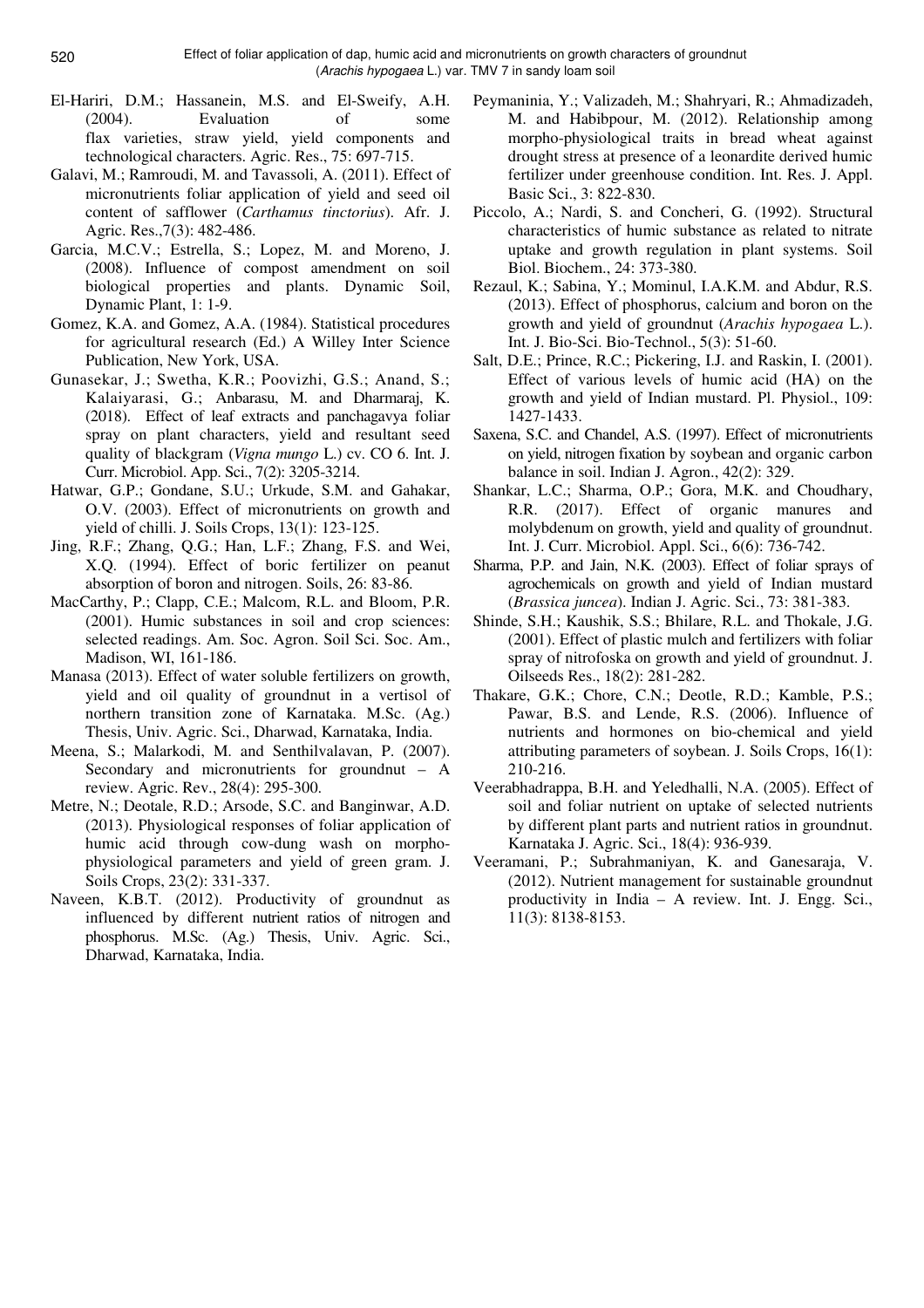El-Hariri, D.M.; Hassanein, M.S. and El-Sweify, A.H. (2004). Evaluation of some flax varieties, straw yield, yield components and technological characters. Agric. Res., 75: 697-715.

Galavi, M.; Ramroudi, M. and Tavassoli, A. (2011). Effect of micronutrients foliar application of yield and seed oil content of safflower (*Carthamus tinctorius*). Afr. J. Agric. Res.,7(3): 482-486.

Garcia, M.C.V.; Estrella, S.; Lopez, M. and Moreno, J. (2008). Influence of compost amendment on soil biological properties and plants. Dynamic Soil, Dynamic Plant, 1: 1-9.

Gomez, K.A. and Gomez, A.A. (1984). Statistical procedures for agricultural research (Ed.) A Willey Inter Science Publication, New York, USA.

Gunasekar, J.; Swetha, K.R.; Poovizhi, G.S.; Anand, S.; Kalaiyarasi, G.; Anbarasu, M. and Dharmaraj, K. (2018). Effect of leaf extracts and panchagavya foliar spray on plant characters, yield and resultant seed quality of blackgram (*Vigna mungo* L.) cv. CO 6. Int. J. Curr. Microbiol. App. Sci., 7(2): 3205-3214.

Hatwar, G.P.; Gondane, S.U.; Urkude, S.M. and Gahakar, O.V. (2003). Effect of micronutrients on growth and yield of chilli. J. Soils Crops, 13(1): 123-125.

Jing, R.F.; Zhang, Q.G.; Han, L.F.; Zhang, F.S. and Wei, X.Q. (1994). Effect of boric fertilizer on peanut absorption of boron and nitrogen. Soils, 26: 83-86.

MacCarthy, P.; Clapp, C.E.; Malcom, R.L. and Bloom, P.R. (2001). Humic substances in soil and crop sciences: selected readings. Am. Soc. Agron. Soil Sci. Soc. Am., Madison, WI, 161-186.

Manasa (2013). Effect of water soluble fertilizers on growth, yield and oil quality of groundnut in a vertisol of northern transition zone of Karnataka. M.Sc. (Ag.) Thesis, Univ. Agric. Sci., Dharwad, Karnataka, India.

Meena, S.; Malarkodi, M. and Senthilvalavan, P. (2007). Secondary and micronutrients for groundnut – A review. Agric. Rev., 28(4): 295-300.

Metre, N.; Deotale, R.D.; Arsode, S.C. and Banginwar, A.D. (2013). Physiological responses of foliar application of humic acid through cow-dung wash on morpho-physiological parameters and yield of green gram. J. Soils Crops, 23(2): 331-337.

Naveen, K.B.T. (2012). Productivity of groundnut as influenced by different nutrient ratios of nitrogen and phosphorus. M.Sc. (Ag.) Thesis, Univ. Agric. Sci., Dharwad, Karnataka, India.

Peymaninia, Y.; Valizadeh, M.; Shahryari, R.; Ahmadizadeh, M. and Habibpour, M. (2012). Relationship among morpho-physiological traits in bread wheat against drought stress at presence of a leonardite derived humic fertilizer under greenhouse condition. Int. Res. J. Appl. Basic Sci., 3: 822-830.

Piccolo, A.; Nardi, S. and Concheri, G. (1992). Structural characteristics of humic substance as related to nitrate uptake and growth regulation in plant systems. Soil Biol. Biochem., 24: 373-380.

Rezaul, K.; Sabina, Y.; Mominul, I.A.K.M. and Abdur, R.S. (2013). Effect of phosphorus, calcium and boron on the growth and yield of groundnut (*Arachis hypogaea* L.). Int. J. Bio-Sci. Bio-Technol., 5(3): 51-60.

Salt, D.E.; Prince, R.C.; Pickering, I.J. and Raskin, I. (2001). Effect of various levels of humic acid (HA) on the growth and yield of Indian mustard. Pl. Physiol., 109: 1427-1433.

Saxena, S.C. and Chandel, A.S. (1997). Effect of micronutrients on yield, nitrogen fixation by soybean and organic carbon balance in soil. Indian J. Agron., 42(2): 329.

Shankar, L.C.; Sharma, O.P.; Gora, M.K. and Choudhary, R.R. (2017). Effect of organic manures and molybdenum on growth, yield and quality of groundnut. Int. J. Curr. Microbiol. Appl. Sci., 6(6): 736-742.

Sharma, P.P. and Jain, N.K. (2003). Effect of foliar sprays of agrochemicals on growth and yield of Indian mustard (*Brassica juncea*). Indian J. Agric. Sci., 73: 381-383.

Shinde, S.H.; Kaushik, S.S.; Bhilare, R.L. and Thokale, J.G. (2001). Effect of plastic mulch and fertilizers with foliar spray of nitrofoska on growth and yield of groundnut. J. Oilseeds Res., 18(2): 281-282.

Thakare, G.K.; Chore, C.N.; Deotle, R.D.; Kamble, P.S.; Pawar, B.S. and Lende, R.S. (2006). Influence of nutrients and hormones on bio-chemical and yield attributing parameters of soybean. J. Soils Crops, 16(1): 210-216.

Veerabhadrappa, B.H. and Yeledhalli, N.A. (2005). Effect of soil and foliar nutrient on uptake of selected nutrients by different plant parts and nutrient ratios in groundnut. Karnataka J. Agric. Sci., 18(4): 936-939.

Veeramani, P.; Subrahmaniyan, K. and Ganesaraja, V. (2012). Nutrient management for sustainable groundnut productivity in India – A review. Int. J. Engg. Sci., 11(3): 8138-8153.